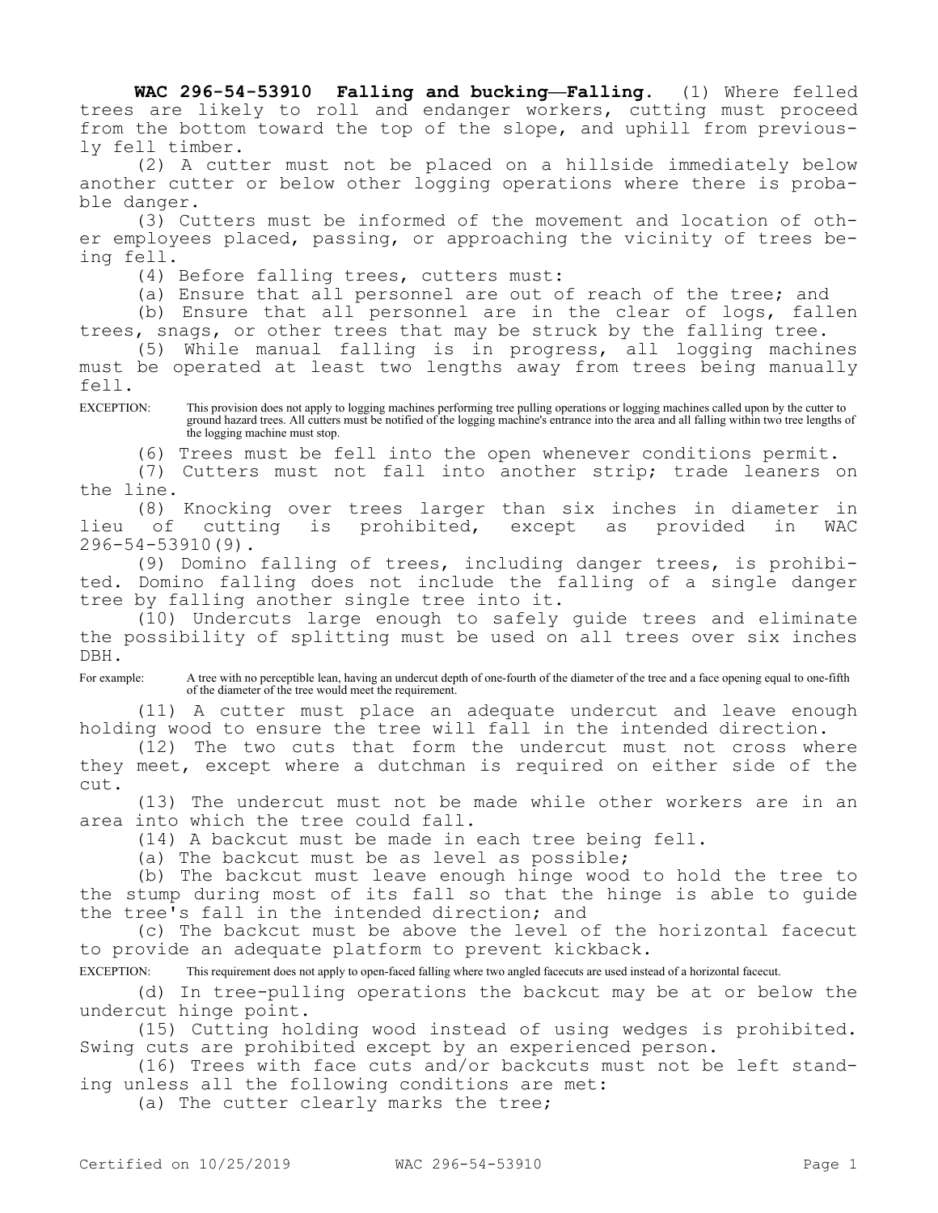**WAC 296-54-53910 Falling and bucking—Falling.** (1) Where felled trees are likely to roll and endanger workers, cutting must proceed from the bottom toward the top of the slope, and uphill from previously fell timber.

(2) A cutter must not be placed on a hillside immediately below another cutter or below other logging operations where there is probable danger.

(3) Cutters must be informed of the movement and location of other employees placed, passing, or approaching the vicinity of trees being fell.

(4) Before falling trees, cutters must:

(a) Ensure that all personnel are out of reach of the tree; and

(b) Ensure that all personnel are in the clear of logs, fallen trees, snags, or other trees that may be struck by the falling tree.

(5) While manual falling is in progress, all logging machines must be operated at least two lengths away from trees being manually fell.

EXCEPTION: This provision does not apply to logging machines performing tree pulling operations or logging machines called upon by the cutter to ground hazard trees. All cutters must be notified of the logging machine's entrance into the area and all falling within two tree lengths of the logging machine must stop.

(6) Trees must be fell into the open whenever conditions permit.

(7) Cutters must not fall into another strip; trade leaners on the line.

(8) Knocking over trees larger than six inches in diameter in lieu of cutting is prohibited, except as provided in WAC 296-54-53910(9).

(9) Domino falling of trees, including danger trees, is prohibited. Domino falling does not include the falling of a single danger tree by falling another single tree into it.

(10) Undercuts large enough to safely guide trees and eliminate the possibility of splitting must be used on all trees over six inches DBH.

For example: A tree with no perceptible lean, having an undercut depth of one-fourth of the diameter of the tree and a face opening equal to one-fifth of the diameter of the tree would meet the requirement.

(11) A cutter must place an adequate undercut and leave enough holding wood to ensure the tree will fall in the intended direction.

(12) The two cuts that form the undercut must not cross where they meet, except where a dutchman is required on either side of the cut.

(13) The undercut must not be made while other workers are in an area into which the tree could fall.

(14) A backcut must be made in each tree being fell.

(a) The backcut must be as level as possible;

(b) The backcut must leave enough hinge wood to hold the tree to the stump during most of its fall so that the hinge is able to guide the tree's fall in the intended direction; and

(c) The backcut must be above the level of the horizontal facecut to provide an adequate platform to prevent kickback.

EXCEPTION: This requirement does not apply to open-faced falling where two angled facecuts are used instead of a horizontal facecut.

(d) In tree-pulling operations the backcut may be at or below the undercut hinge point.

(15) Cutting holding wood instead of using wedges is prohibited. Swing cuts are prohibited except by an experienced person.

(16) Trees with face cuts and/or backcuts must not be left standing unless all the following conditions are met:

(a) The cutter clearly marks the tree;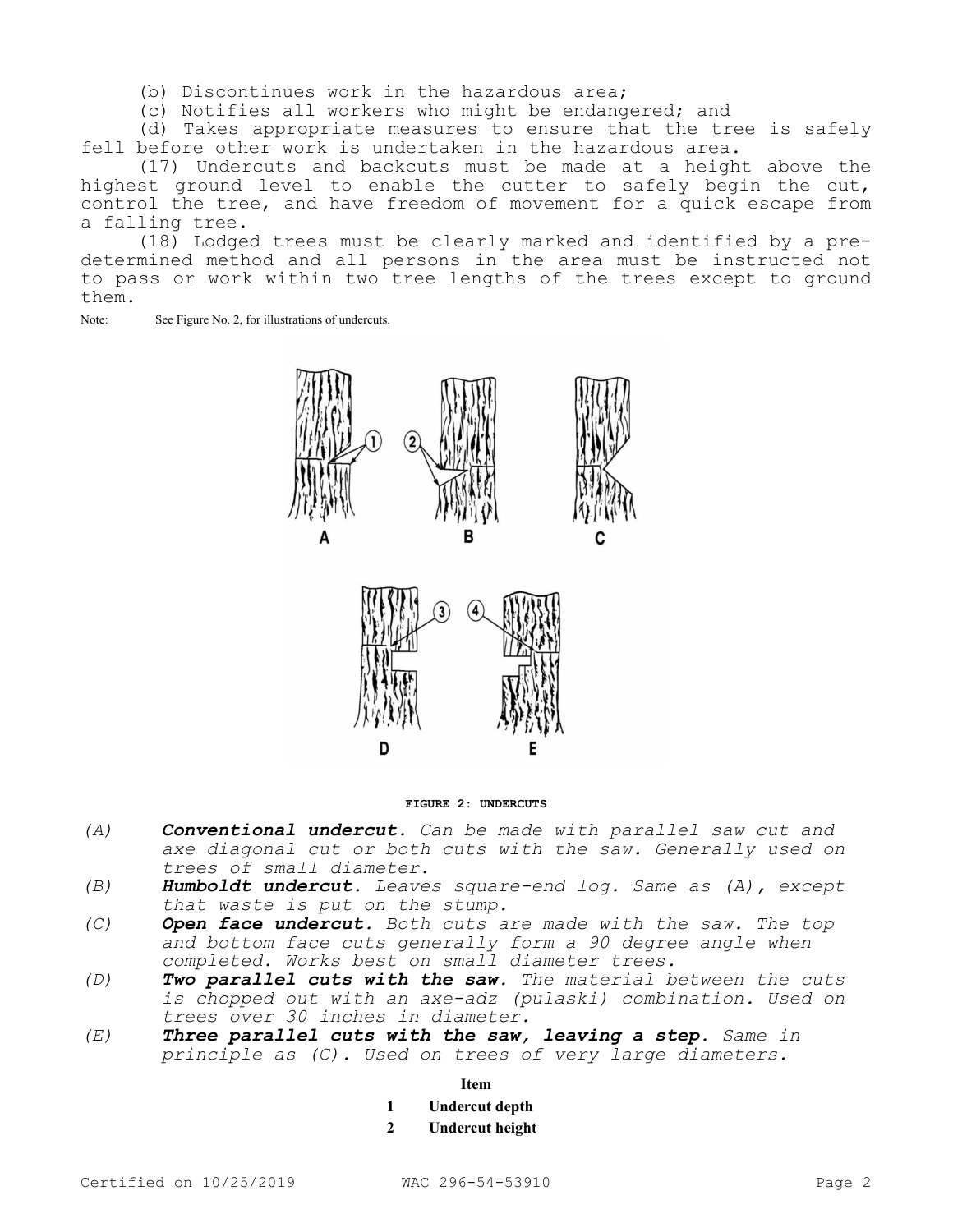(b) Discontinues work in the hazardous area;

(c) Notifies all workers who might be endangered; and

(d) Takes appropriate measures to ensure that the tree is safely fell before other work is undertaken in the hazardous area.

(17) Undercuts and backcuts must be made at a height above the highest ground level to enable the cutter to safely begin the cut, control the tree, and have freedom of movement for a quick escape from a falling tree.

(18) Lodged trees must be clearly marked and identified by a predetermined method and all persons in the area must be instructed not to pass or work within two tree lengths of the trees except to ground them.

Note: See Figure No. 2, for illustrations of undercuts.

**FIGURE 2: UNDERCUTS**

*(A)* ***Conventional undercut.*** *Can be made with parallel saw cut and axe diagonal cut or both cuts with the saw. Generally used on trees of small diameter.*

*(B)* ***Humboldt undercut.*** *Leaves square-end log. Same as (A), except that waste is put on the stump.*

*(C)* ***Open face undercut.*** *Both cuts are made with the saw. The top and bottom face cuts generally form a 90 degree angle when completed. Works best on small diameter trees.*

*(D)* ***Two parallel cuts with the saw.*** *The material between the cuts is chopped out with an axe-adz (pulaski) combination. Used on trees over 30 inches in diameter.*

*(E)* ***Three parallel cuts with the saw, leaving a step.*** *Same in principle as (C). Used on trees of very large diameters.*

| | **Item** |
|---|---|
| **1** | **Undercut depth** |
| **2** | **Undercut height** |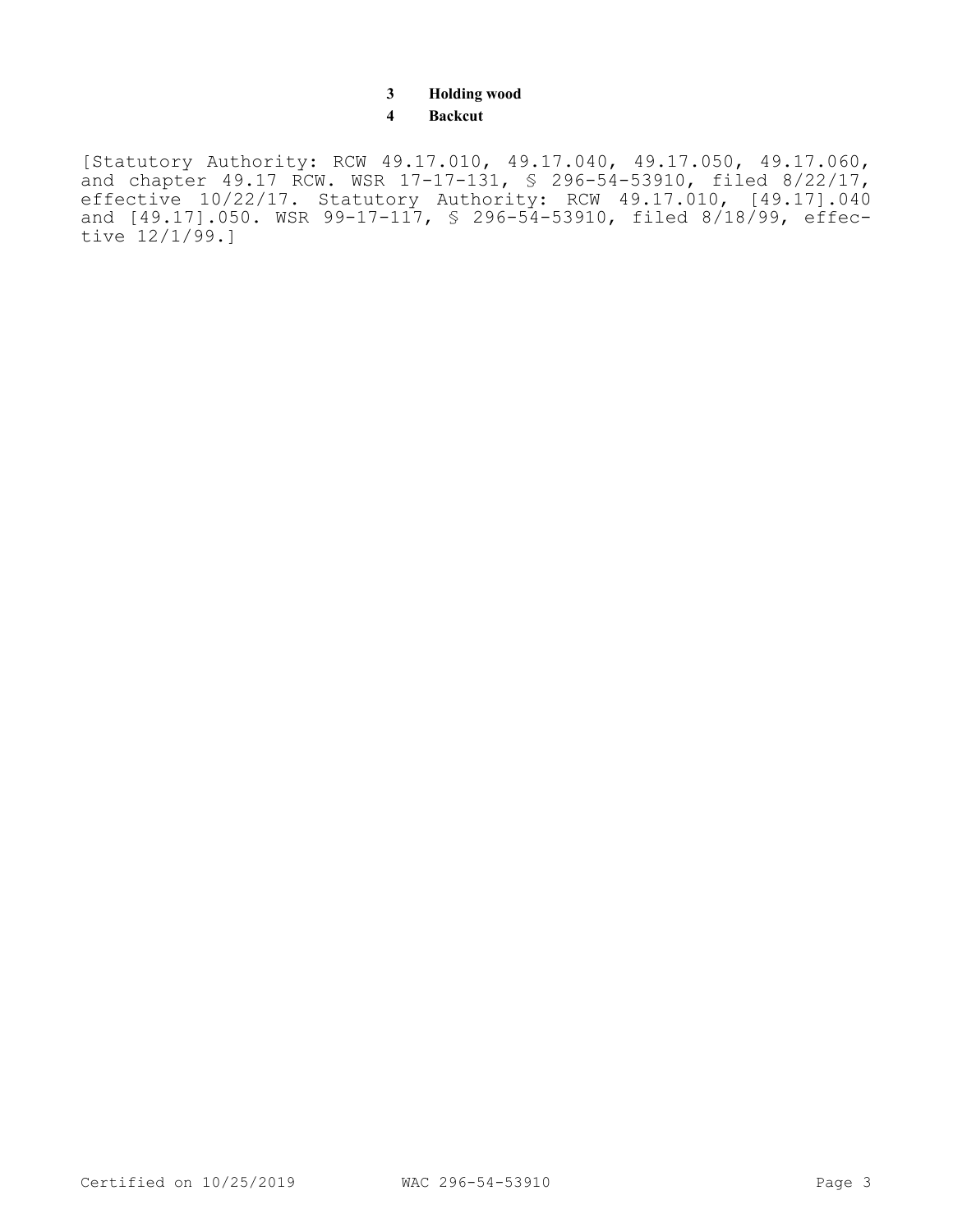| | |
|---|---|
| **3** | **Holding wood** |
| **4** | **Backcut** |

[Statutory Authority: RCW 49.17.010, 49.17.040, 49.17.050, 49.17.060, and chapter 49.17 RCW. WSR 17-17-131, § 296-54-53910, filed 8/22/17, effective 10/22/17. Statutory Authority: RCW 49.17.010, [49.17].040 and [49.17].050. WSR 99-17-117, § 296-54-53910, filed 8/18/99, effective 12/1/99.]